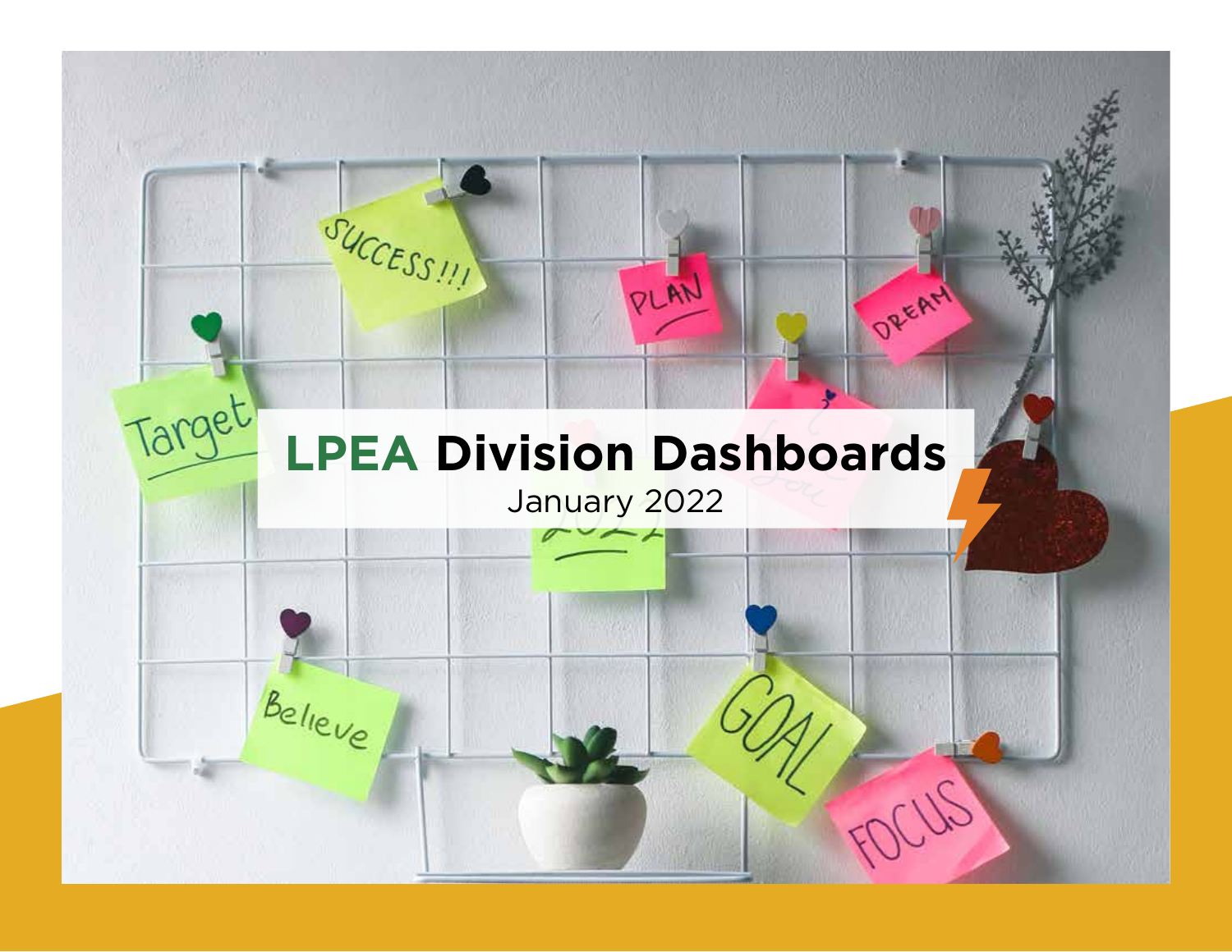# LPEA Division Dashboards

January 2022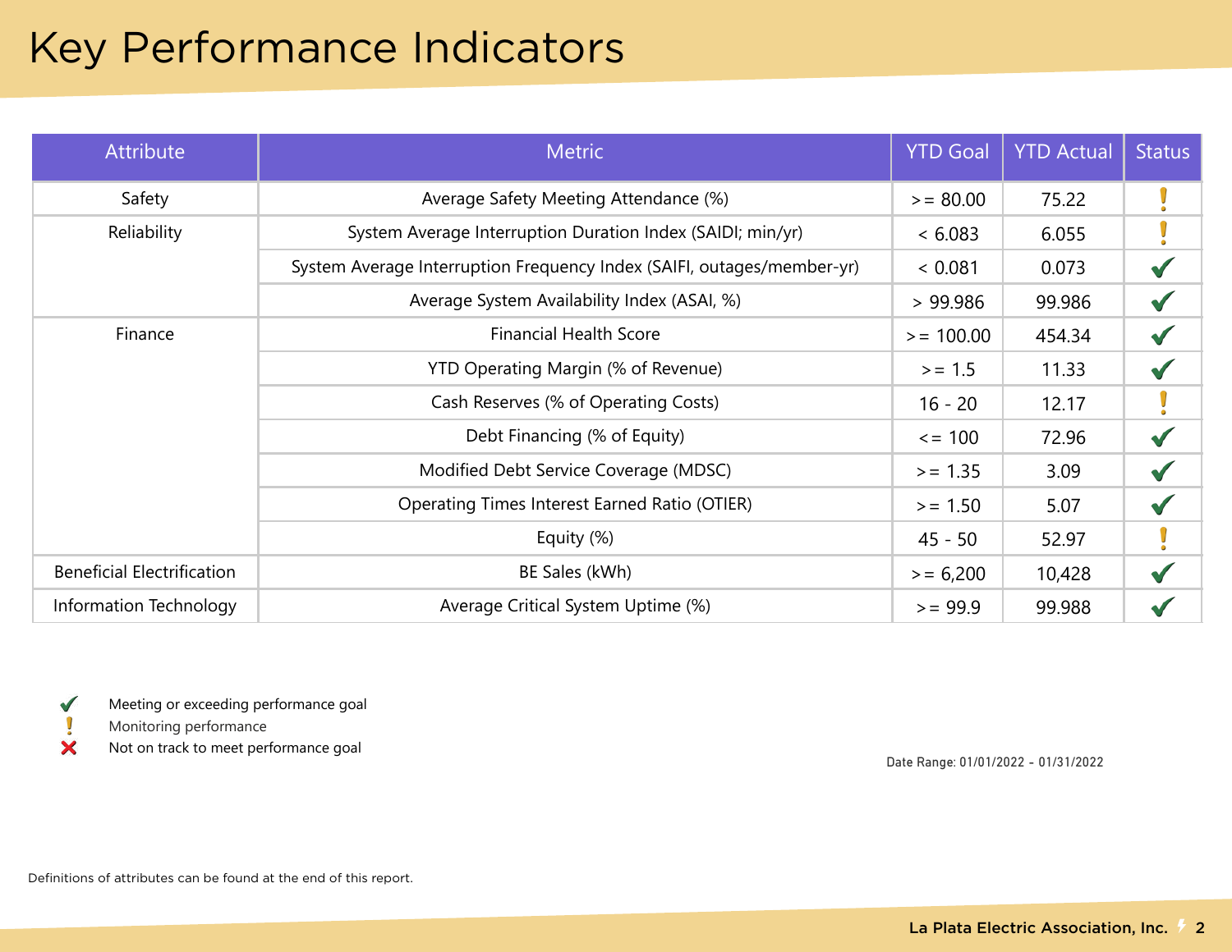# Key Performance Indicators

| Attribute | Metric | YTD Goal | YTD Actual | Status |
|---|---|---|---|---|
| Safety | Average Safety Meeting Attendance (%) | >= 80.00 | 75.22 | ! |
| Reliability | System Average Interruption Duration Index (SAIDI; min/yr) | < 6.083 | 6.055 | ! |
| | System Average Interruption Frequency Index (SAIFI, outages/member-yr) | < 0.081 | 0.073 | ✔ |
| | Average System Availability Index (ASAI, %) | > 99.986 | 99.986 | ✔ |
| Finance | Financial Health Score | >= 100.00 | 454.34 | ✔ |
| | YTD Operating Margin (% of Revenue) | >= 1.5 | 11.33 | ✔ |
| | Cash Reserves (% of Operating Costs) | 16 - 20 | 12.17 | ! |
| | Debt Financing (% of Equity) | <= 100 | 72.96 | ✔ |
| | Modified Debt Service Coverage (MDSC) | >= 1.35 | 3.09 | ✔ |
| | Operating Times Interest Earned Ratio (OTIER) | >= 1.50 | 5.07 | ✔ |
| | Equity (%) | 45 - 50 | 52.97 | ! |
| Beneficial Electrification | BE Sales (kWh) | >= 6,200 | 10,428 | ✔ |
| Information Technology | Average Critical System Uptime (%) | >= 99.9 | 99.988 | ✔ |

✔ Meeting or exceeding performance goal

! Monitoring performance

✘ Not on track to meet performance goal

Date Range: 01/01/2022 - 01/31/2022

Definitions of attributes can be found at the end of this report.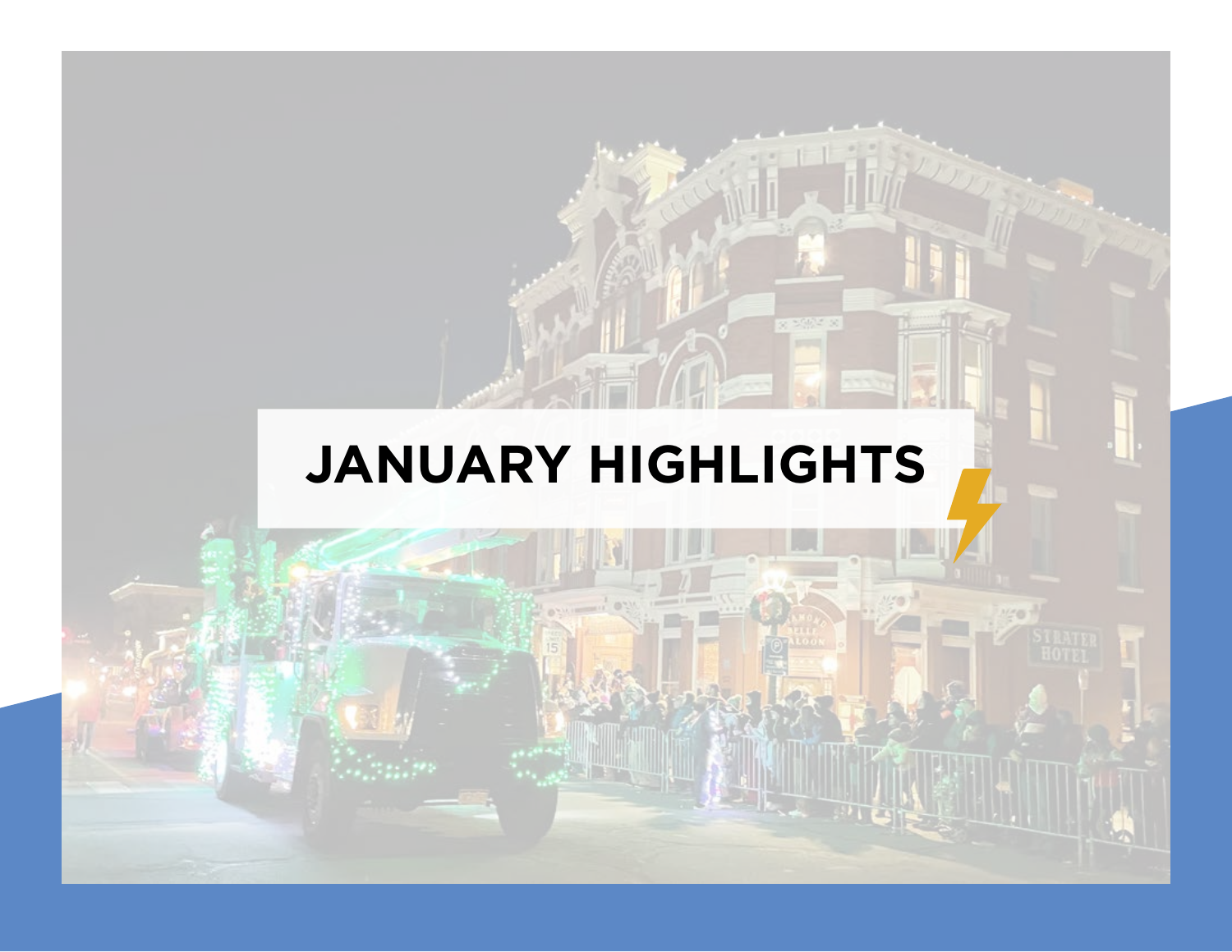# JANUARY HIGHLIGHTS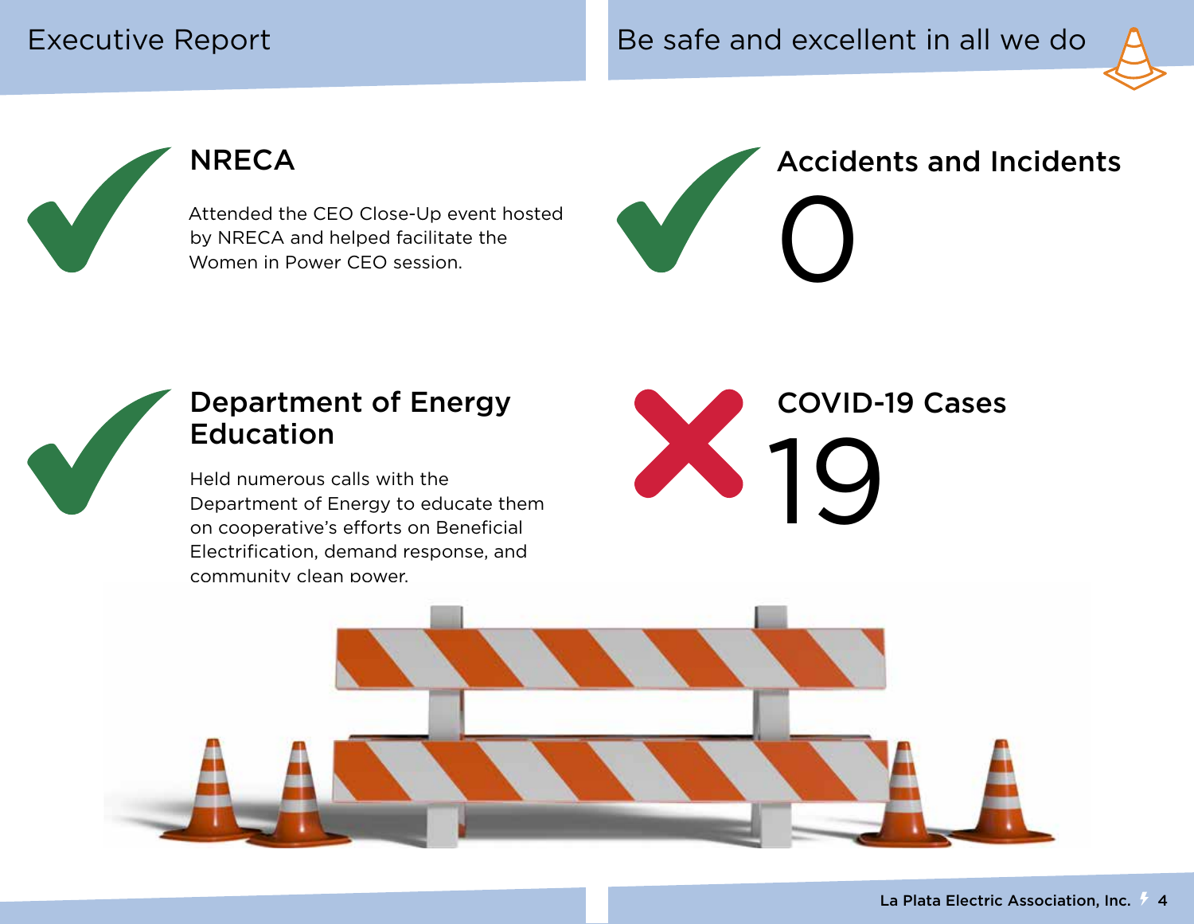# Executive Report

# Be safe and excellent in all we do

## NRECA

Attended the CEO Close-Up event hosted by NRECA and helped facilitate the Women in Power CEO session.

## Department of Energy Education

Held numerous calls with the Department of Energy to educate them on cooperative's efforts on Beneficial Electrification, demand response, and community clean power.

## Accidents and Incidents

0

## COVID-19 Cases

19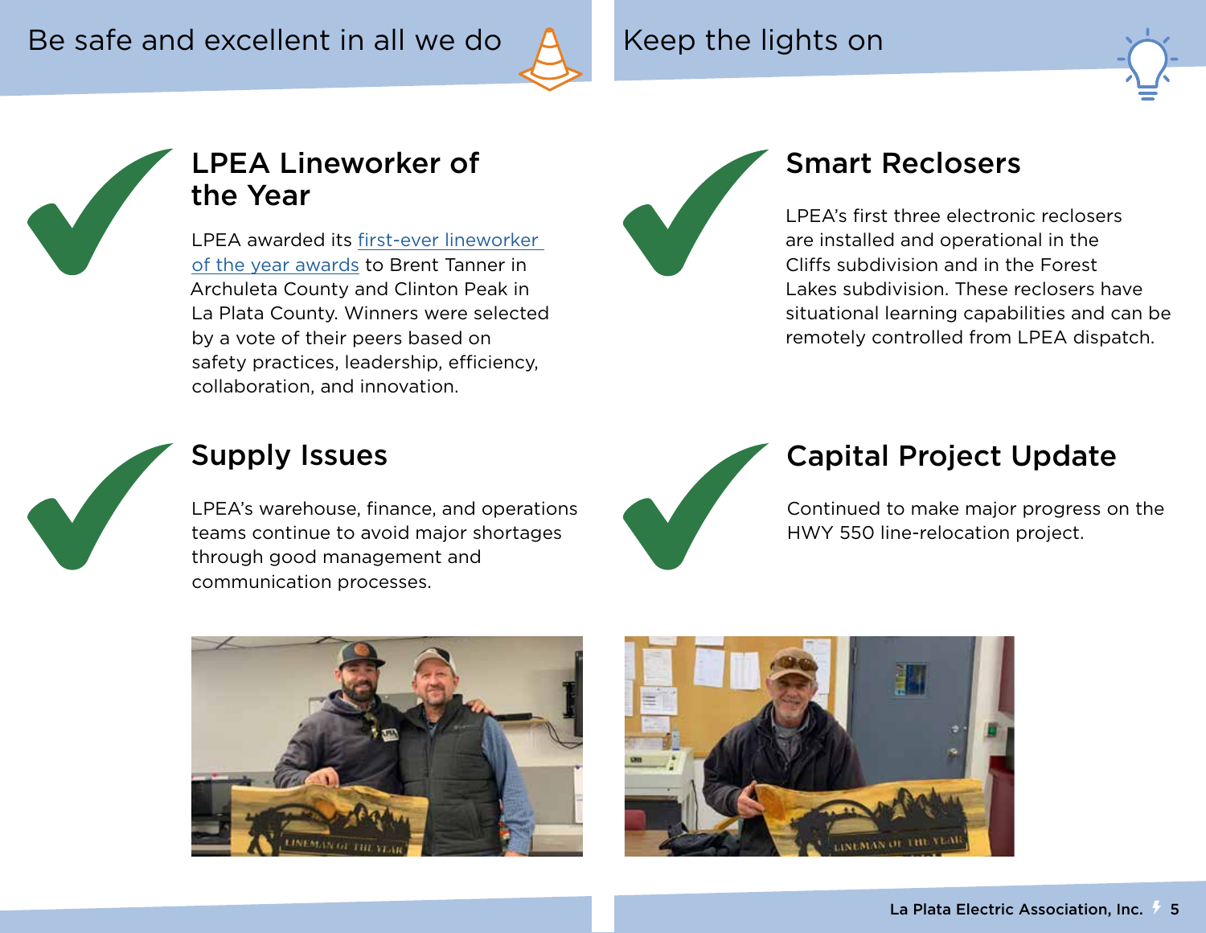## Be safe and excellent in all we do

### LPEA Lineworker of the Year

LPEA awarded its first-ever lineworker of the year awards to Brent Tanner in Archuleta County and Clinton Peak in La Plata County. Winners were selected by a vote of their peers based on safety practices, leadership, efficiency, collaboration, and innovation.

### Supply Issues

LPEA's warehouse, finance, and operations teams continue to avoid major shortages through good management and communication processes.

## Keep the lights on

### Smart Reclosers

LPEA's first three electronic reclosers are installed and operational in the Cliffs subdivision and in the Forest Lakes subdivision. These reclosers have situational learning capabilities and can be remotely controlled from LPEA dispatch.

### Capital Project Update

Continued to make major progress on the HWY 550 line-relocation project.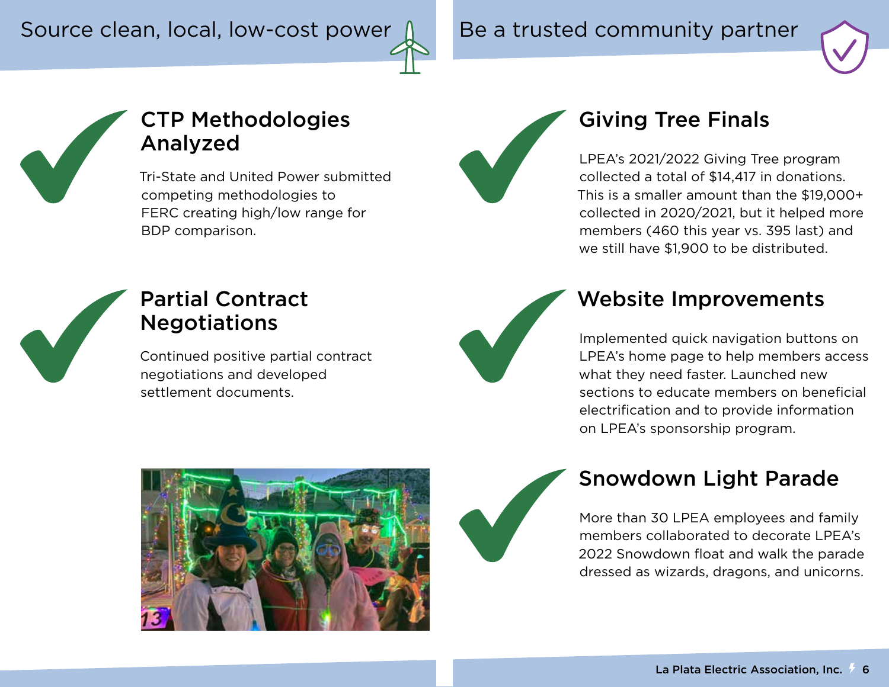## Source clean, local, low-cost power

### CTP Methodologies Analyzed

Tri-State and United Power submitted competing methodologies to FERC creating high/low range for BDP comparison.

### Partial Contract Negotiations

Continued positive partial contract negotiations and developed settlement documents.

## Be a trusted community partner

### Giving Tree Finals

LPEA's 2021/2022 Giving Tree program collected a total of $14,417 in donations. This is a smaller amount than the $19,000+ collected in 2020/2021, but it helped more members (460 this year vs. 395 last) and we still have $1,900 to be distributed.

### Website Improvements

Implemented quick navigation buttons on LPEA's home page to help members access what they need faster. Launched new sections to educate members on beneficial electrification and to provide information on LPEA's sponsorship program.

### Snowdown Light Parade

More than 30 LPEA employees and family members collaborated to decorate LPEA's 2022 Snowdown float and walk the parade dressed as wizards, dragons, and unicorns.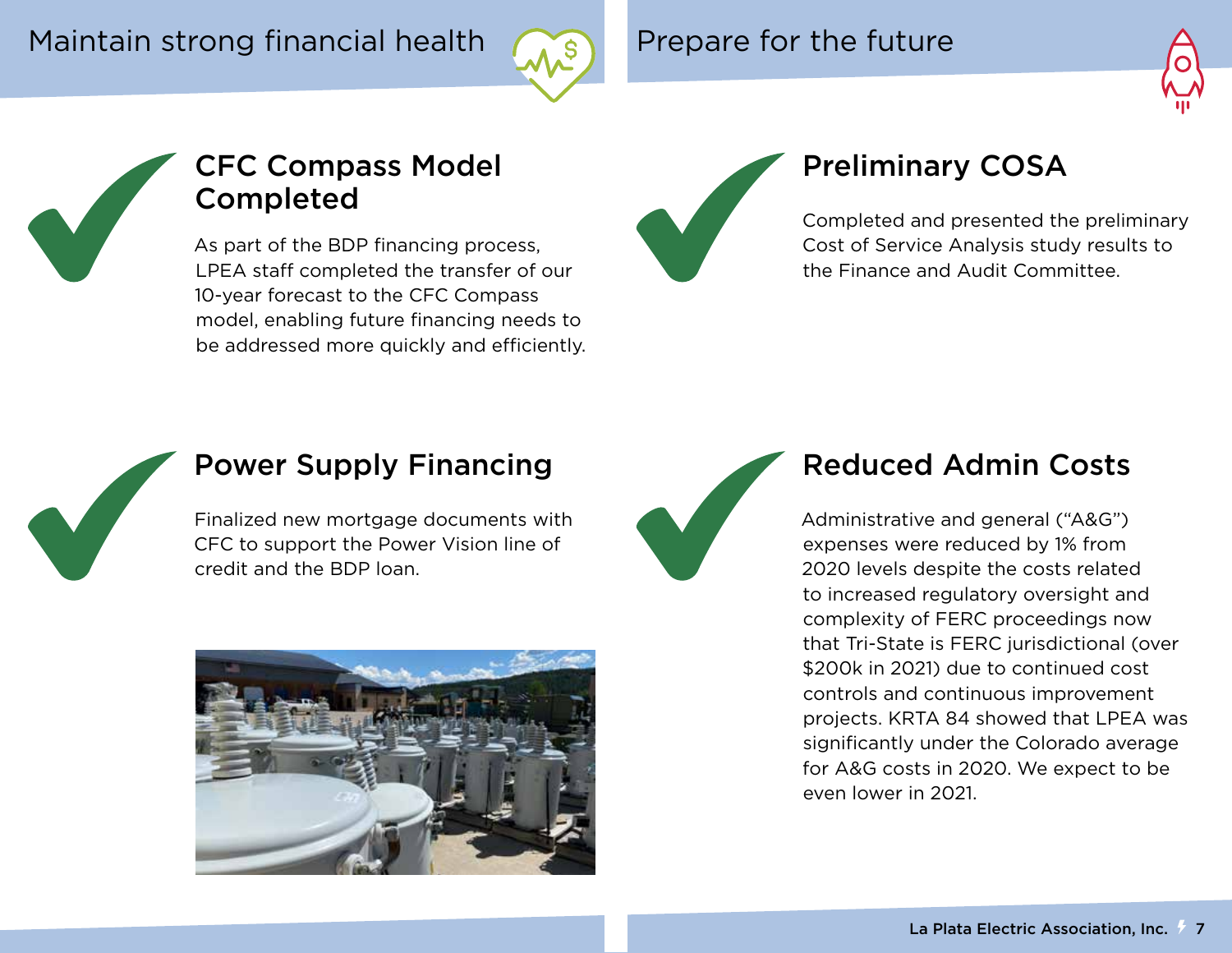## Maintain strong financial health

### CFC Compass Model Completed

As part of the BDP financing process, LPEA staff completed the transfer of our 10-year forecast to the CFC Compass model, enabling future financing needs to be addressed more quickly and efficiently.

### Power Supply Financing

Finalized new mortgage documents with CFC to support the Power Vision line of credit and the BDP loan.

## Prepare for the future

### Preliminary COSA

Completed and presented the preliminary Cost of Service Analysis study results to the Finance and Audit Committee.

### Reduced Admin Costs

Administrative and general ("A&G") expenses were reduced by 1% from 2020 levels despite the costs related to increased regulatory oversight and complexity of FERC proceedings now that Tri-State is FERC jurisdictional (over $200k in 2021) due to continued cost controls and continuous improvement projects. KRTA 84 showed that LPEA was significantly under the Colorado average for A&G costs in 2020. We expect to be even lower in 2021.